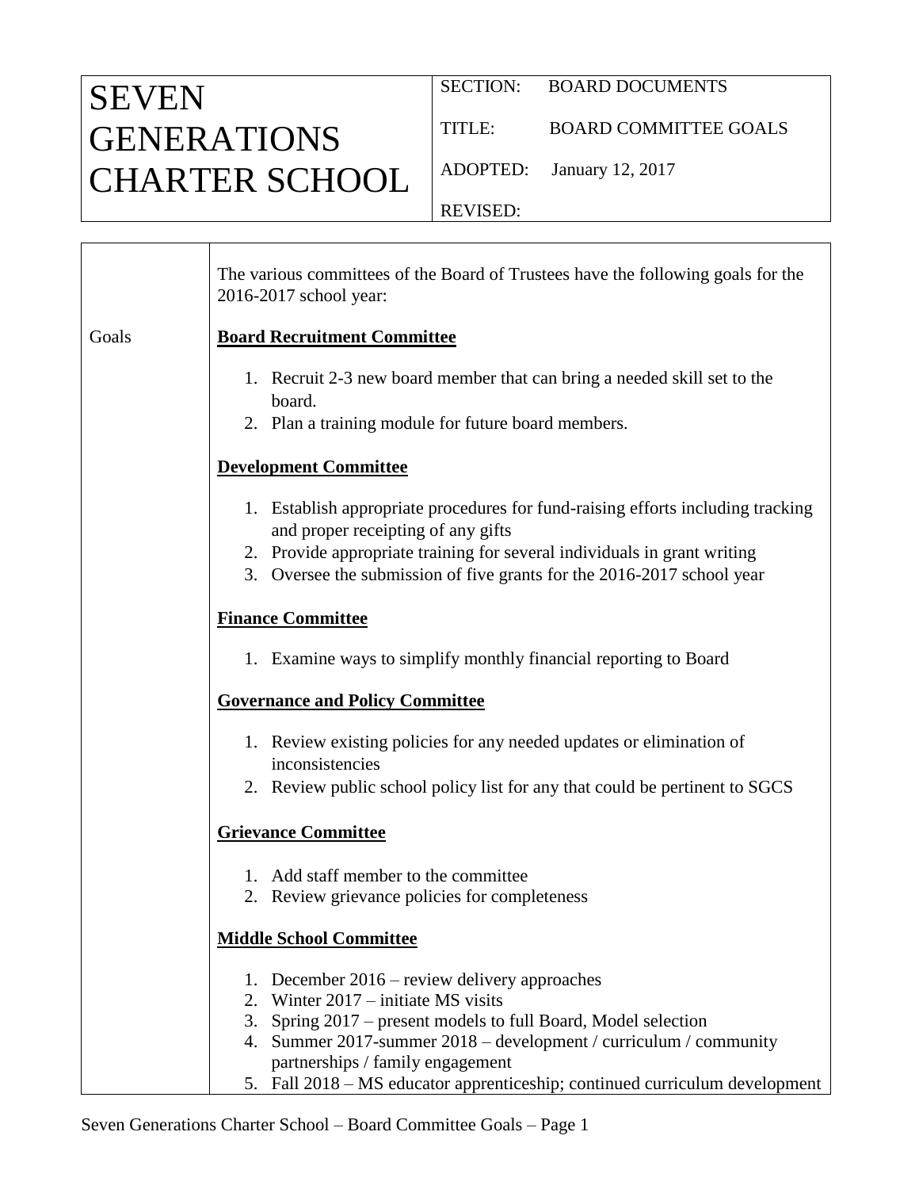| SEVEN GENERATIONS CHARTER SCHOOL | SECTION: BOARD DOCUMENTS<br>TITLE: BOARD COMMITTEE GOALS<br>ADOPTED: January 12, 2017<br>REVISED: |
|---|---|

The various committees of the Board of Trustees have the following goals for the 2016-2017 school year:

Goals

**Board Recruitment Committee**

1. Recruit 2-3 new board member that can bring a needed skill set to the board.
2. Plan a training module for future board members.

**Development Committee**

1. Establish appropriate procedures for fund-raising efforts including tracking and proper receipting of any gifts
2. Provide appropriate training for several individuals in grant writing
3. Oversee the submission of five grants for the 2016-2017 school year

**Finance Committee**

1. Examine ways to simplify monthly financial reporting to Board

**Governance and Policy Committee**

1. Review existing policies for any needed updates or elimination of inconsistencies
2. Review public school policy list for any that could be pertinent to SGCS

**Grievance Committee**

1. Add staff member to the committee
2. Review grievance policies for completeness

**Middle School Committee**

1. December 2016 – review delivery approaches
2. Winter 2017 – initiate MS visits
3. Spring 2017 – present models to full Board, Model selection
4. Summer 2017-summer 2018 – development / curriculum / community partnerships / family engagement
5. Fall 2018 – MS educator apprenticeship; continued curriculum development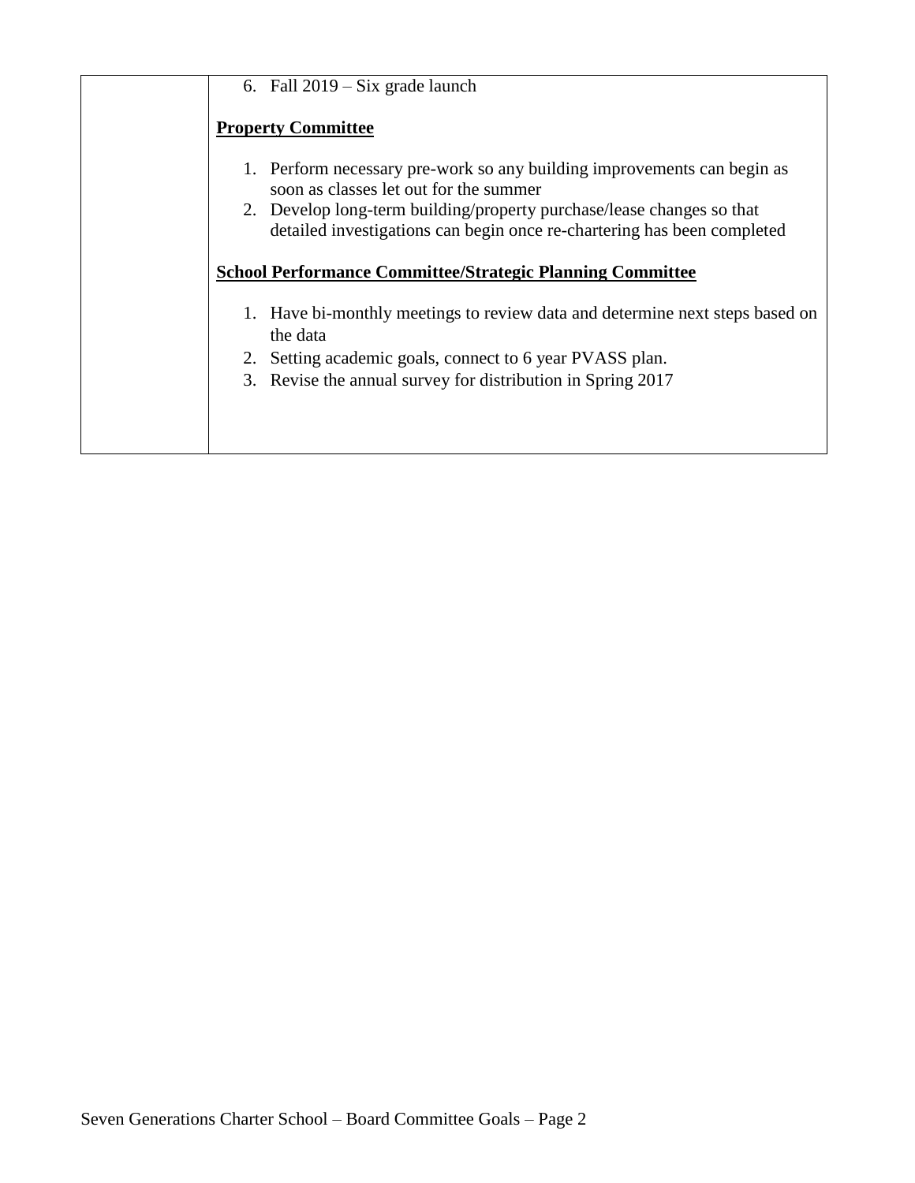| | |
|---|---|
| | 6. Fall 2019 – Six grade launch<br><br>**<u>Property Committee</u>**<br><br>1. Perform necessary pre-work so any building improvements can begin as soon as classes let out for the summer<br>2. Develop long-term building/property purchase/lease changes so that detailed investigations can begin once re-chartering has been completed<br><br>**<u>School Performance Committee/Strategic Planning Committee</u>**<br><br>1. Have bi-monthly meetings to review data and determine next steps based on the data<br>2. Setting academic goals, connect to 6 year PVASS plan.<br>3. Revise the annual survey for distribution in Spring 2017 |